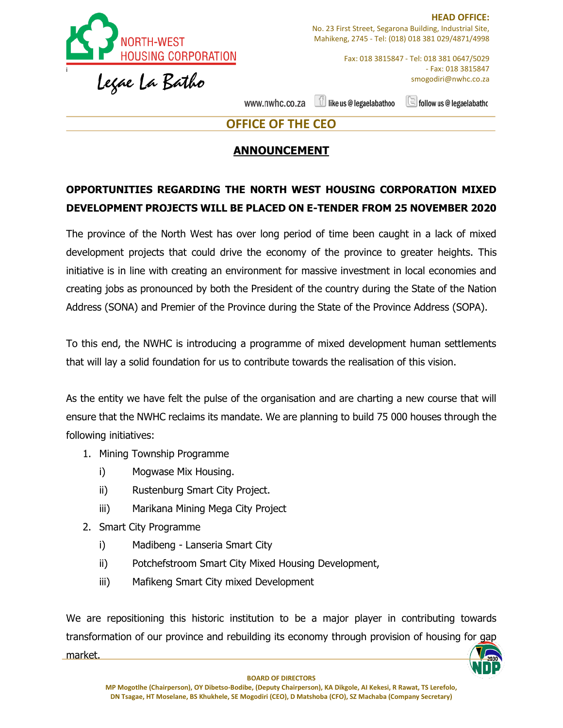NORTH-WEST HOUSING CORPORATION

*Legae La Batho*

**HEAD OFFICE:**
No. 23 First Street, Segarona Building, Industrial Site,
Mahikeng, 2745 - Tel: (018) 018 381 029/4871/4998

Fax: 018 3815847 - Tel: 018 381 0647/5029
- Fax: 018 3815847
smogodiri@nwhc.co.za

www.nwhc.co.za like us @ legaelabathoo follow us @ legaelabathc

## OFFICE OF THE CEO

## ANNOUNCEMENT

**OPPORTUNITIES REGARDING THE NORTH WEST HOUSING CORPORATION MIXED DEVELOPMENT PROJECTS WILL BE PLACED ON E-TENDER FROM 25 NOVEMBER 2020**

The province of the North West has over long period of time been caught in a lack of mixed development projects that could drive the economy of the province to greater heights. This initiative is in line with creating an environment for massive investment in local economies and creating jobs as pronounced by both the President of the country during the State of the Nation Address (SONA) and Premier of the Province during the State of the Province Address (SOPA).

To this end, the NWHC is introducing a programme of mixed development human settlements that will lay a solid foundation for us to contribute towards the realisation of this vision.

As the entity we have felt the pulse of the organisation and are charting a new course that will ensure that the NWHC reclaims its mandate. We are planning to build 75 000 houses through the following initiatives:

1. Mining Township Programme
   i) Mogwase Mix Housing.
   ii) Rustenburg Smart City Project.
   iii) Marikana Mining Mega City Project
2. Smart City Programme
   i) Madibeng - Lanseria Smart City
   ii) Potchefstroom Smart City Mixed Housing Development,
   iii) Mafikeng Smart City mixed Development

We are repositioning this historic institution to be a major player in contributing towards transformation of our province and rebuilding its economy through provision of housing for gap market.

**BOARD OF DIRECTORS**
**MP Mogotlhe (Chairperson), OY Dibetso-Bodibe, (Deputy Chairperson), KA Dikgole, AI Kekesi, R Rawat, TS Lerefolo, DN Tsagae, HT Moselane, BS Khukhele, SE Mogodiri (CEO), D Matshoba (CFO), SZ Machaba (Company Secretary)**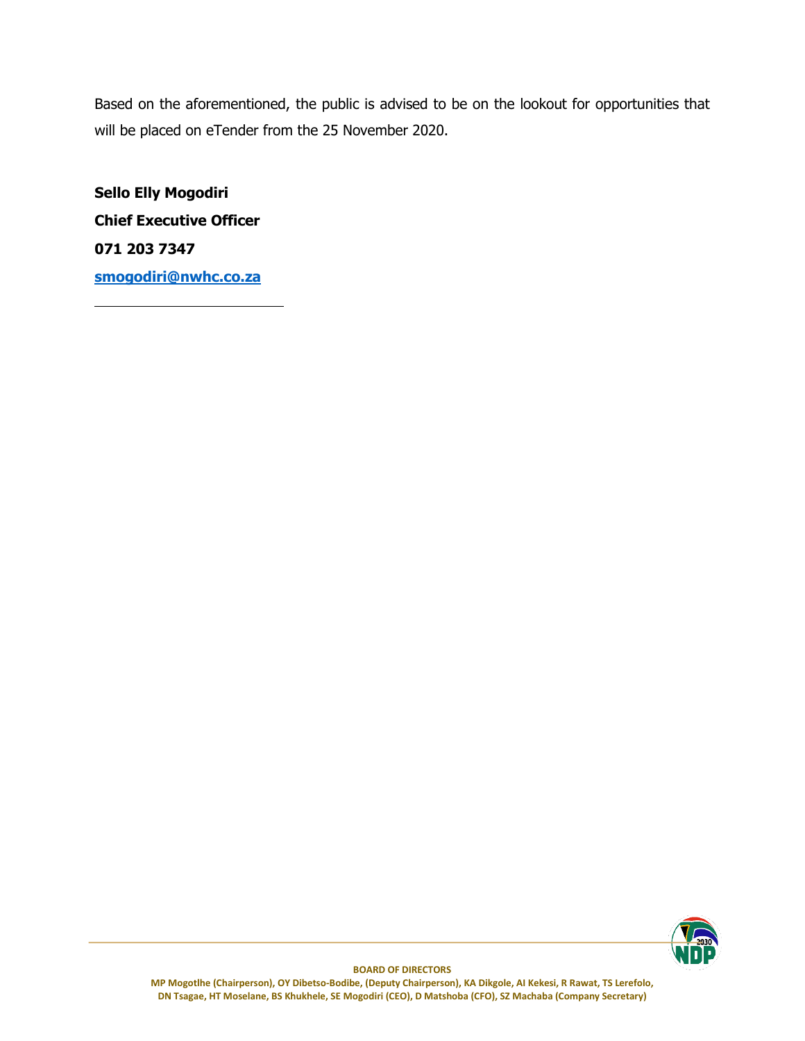Based on the aforementioned, the public is advised to be on the lookout for opportunities that will be placed on eTender from the 25 November 2020.

**Sello Elly Mogodiri**
**Chief Executive Officer**
**071 203 7347**
**smogodiri@nwhc.co.za**

---

**BOARD OF DIRECTORS**
**MP Mogotlhe (Chairperson), OY Dibetso-Bodibe, (Deputy Chairperson), KA Dikgole, AI Kekesi, R Rawat, TS Lerefolo, DN Tsagae, HT Moselane, BS Khukhele, SE Mogodiri (CEO), D Matshoba (CFO), SZ Machaba (Company Secretary)**